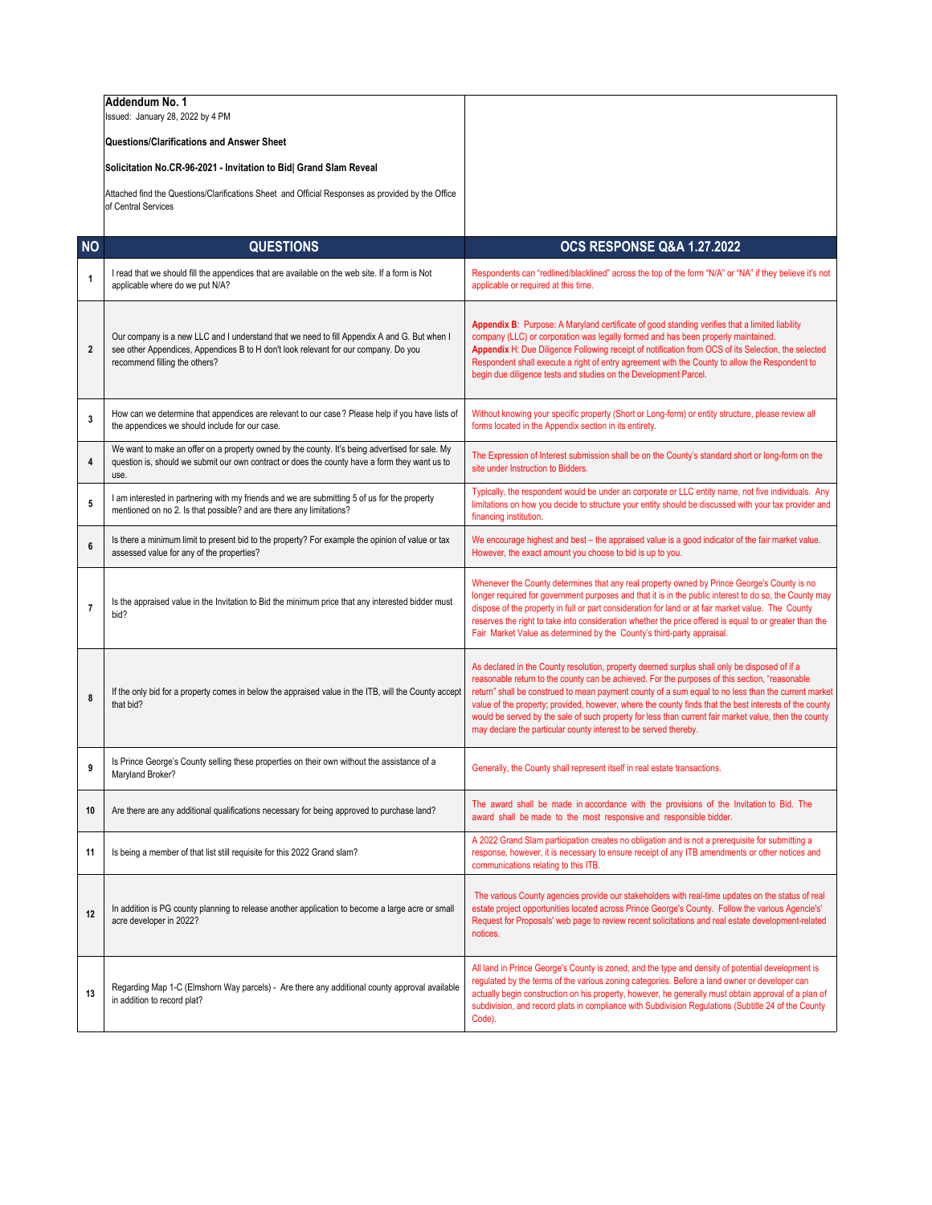**Addendum No. 1**

Issued: January 28, 2022 by 4 PM

**Questions/Clarifications and Answer Sheet**

**Solicitation No.CR-96-2021 - Invitation to Bid| Grand Slam Reveal**

Attached find the Questions/Clarifications Sheet and Official Responses as provided by the Office of Central Services

| NO | QUESTIONS | OCS RESPONSE Q&A 1.27.2022 |
|---|---|---|
| 1 | I read that we should fill the appendices that are available on the web site. If a form is Not applicable where do we put N/A? | Respondents can "redlined/blacklined" across the top of the form "N/A" or "NA" if they believe it's not applicable or required at this time. |
| 2 | Our company is a new LLC and I understand that we need to fill Appendix A and G. But when I see other Appendices, Appendices B to H don't look relevant for our company. Do you recommend filling the others? | **Appendix B**: Purpose: A Maryland certificate of good standing verifies that a limited liability company (LLC) or corporation was legally formed and has been properly maintained. **Appendix H**: Due Diligence Following receipt of notification from OCS of its Selection, the selected Respondent shall execute a right of entry agreement with the County to allow the Respondent to begin due diligence tests and studies on the Development Parcel. |
| 3 | How can we determine that appendices are relevant to our case? Please help if you have lists of the appendices we should include for our case. | Without knowing your specific property (Short or Long-form) or entity structure, please review all forms located in the Appendix section in its entirety. |
| 4 | We want to make an offer on a property owned by the county. It's being advertised for sale. My question is, should we submit our own contract or does the county have a form they want us to use. | The Expression of Interest submission shall be on the County's standard short or long-form on the site under Instruction to Bidders. |
| 5 | I am interested in partnering with my friends and we are submitting 5 of us for the property mentioned on no 2. Is that possible? and are there any limitations? | Typically, the respondent would be under an corporate or LLC entity name, not five individuals. Any limitations on how you decide to structure your entity should be discussed with your tax provider and financing institution. |
| 6 | Is there a minimum limit to present bid to the property? For example the opinion of value or tax assessed value for any of the properties? | We encourage highest and best – the appraised value is a good indicator of the fair market value. However, the exact amount you choose to bid is up to you. |
| 7 | Is the appraised value in the Invitation to Bid the minimum price that any interested bidder must bid? | Whenever the County determines that any real property owned by Prince George's County is no longer required for government purposes and that it is in the public interest to do so, the County may dispose of the property in full or part consideration for land or at fair market value. The County reserves the right to take into consideration whether the price offered is equal to or greater than the Fair Market Value as determined by the County's third-party appraisal. |
| 8 | If the only bid for a property comes in below the appraised value in the ITB, will the County accept that bid? | As declared in the County resolution, property deemed surplus shall only be disposed of if a reasonable return to the county can be achieved. For the purposes of this section, "reasonable return" shall be construed to mean payment county of a sum equal to no less than the current market value of the property; provided, however, where the county finds that the best interests of the county would be served by the sale of such property for less than current fair market value, then the county may declare the particular county interest to be served thereby. |
| 9 | Is Prince George's County selling these properties on their own without the assistance of a Maryland Broker? | Generally, the County shall represent itself in real estate transactions. |
| 10 | Are there are any additional qualifications necessary for being approved to purchase land? | The award shall be made in accordance with the provisions of the Invitation to Bid. The award shall be made to the most responsive and responsible bidder. |
| 11 | Is being a member of that list still requisite for this 2022 Grand slam? | A 2022 Grand Slam participation creates no obligation and is not a prerequisite for submitting a response, however, it is necessary to ensure receipt of any ITB amendments or other notices and communications relating to this ITB. |
| 12 | In addition is PG county planning to release another application to become a large acre or small acre developer in 2022? | The various County agencies provide our stakeholders with real-time updates on the status of real estate project opportunities located across Prince George's County. Follow the various Agencie's' Request for Proposals' web page to review recent solicitations and real estate development-related notices. |
| 13 | Regarding Map 1-C (Elmshorn Way parcels) - Are there any additional county approval available in addition to record plat? | All land in Prince George's County is zoned, and the type and density of potential development is regulated by the terms of the various zoning categories. Before a land owner or developer can actually begin construction on his property, however, he generally must obtain approval of a plan of subdivision, and record plats in compliance with Subdivision Regulations (Subtitle 24 of the County Code). |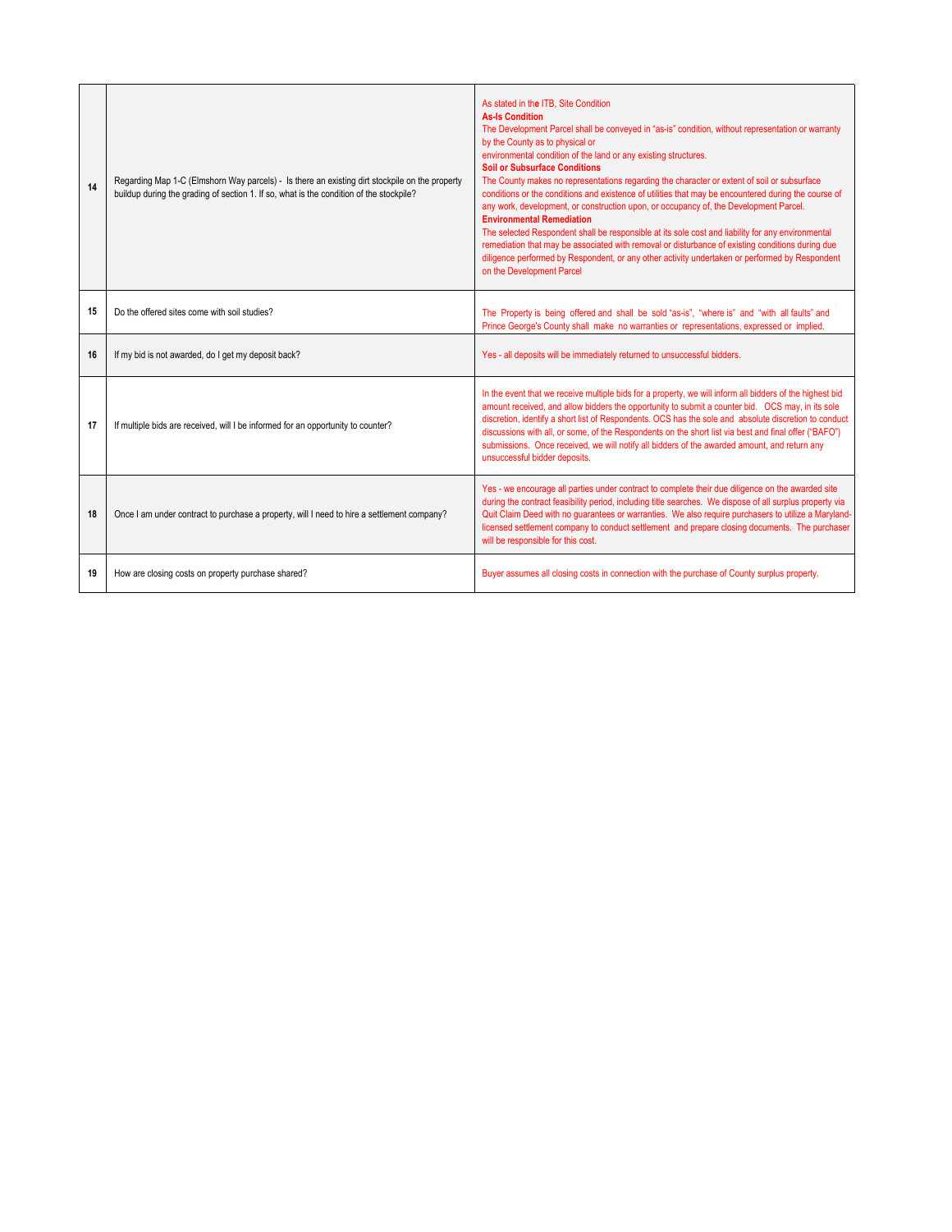| | | |
|---|---|---|
| 14 | Regarding Map 1-C (Elmshorn Way parcels) - Is there an existing dirt stockpile on the property buildup during the grading of section 1. If so, what is the condition of the stockpile? | As stated in the ITB, Site Condition<br>**As-Is Condition**<br>The Development Parcel shall be conveyed in "as-is" condition, without representation or warranty by the County as to physical or<br>environmental condition of the land or any existing structures.<br>**Soil or Subsurface Conditions**<br>The County makes no representations regarding the character or extent of soil or subsurface conditions or the conditions and existence of utilities that may be encountered during the course of any work, development, or construction upon, or occupancy of, the Development Parcel.<br>**Environmental Remediation**<br>The selected Respondent shall be responsible at its sole cost and liability for any environmental remediation that may be associated with removal or disturbance of existing conditions during due diligence performed by Respondent, or any other activity undertaken or performed by Respondent on the Development Parcel |
| 15 | Do the offered sites come with soil studies? | The Property is being offered and shall be sold "as-is", "where is" and "with all faults" and Prince George's County shall make no warranties or representations, expressed or implied. |
| 16 | If my bid is not awarded, do I get my deposit back? | Yes - all deposits will be immediately returned to unsuccessful bidders. |
| 17 | If multiple bids are received, will I be informed for an opportunity to counter? | In the event that we receive multiple bids for a property, we will inform all bidders of the highest bid amount received, and allow bidders the opportunity to submit a counter bid. OCS may, in its sole discretion, identify a short list of Respondents. OCS has the sole and absolute discretion to conduct discussions with all, or some, of the Respondents on the short list via best and final offer ("BAFO") submissions. Once received, we will notify all bidders of the awarded amount, and return any unsuccessful bidder deposits. |
| 18 | Once I am under contract to purchase a property, will I need to hire a settlement company? | Yes - we encourage all parties under contract to complete their due diligence on the awarded site during the contract feasibility period, including title searches. We dispose of all surplus property via Quit Claim Deed with no guarantees or warranties. We also require purchasers to utilize a Maryland-licensed settlement company to conduct settlement and prepare closing documents. The purchaser will be responsible for this cost. |
| 19 | How are closing costs on property purchase shared? | Buyer assumes all closing costs in connection with the purchase of County surplus property. |